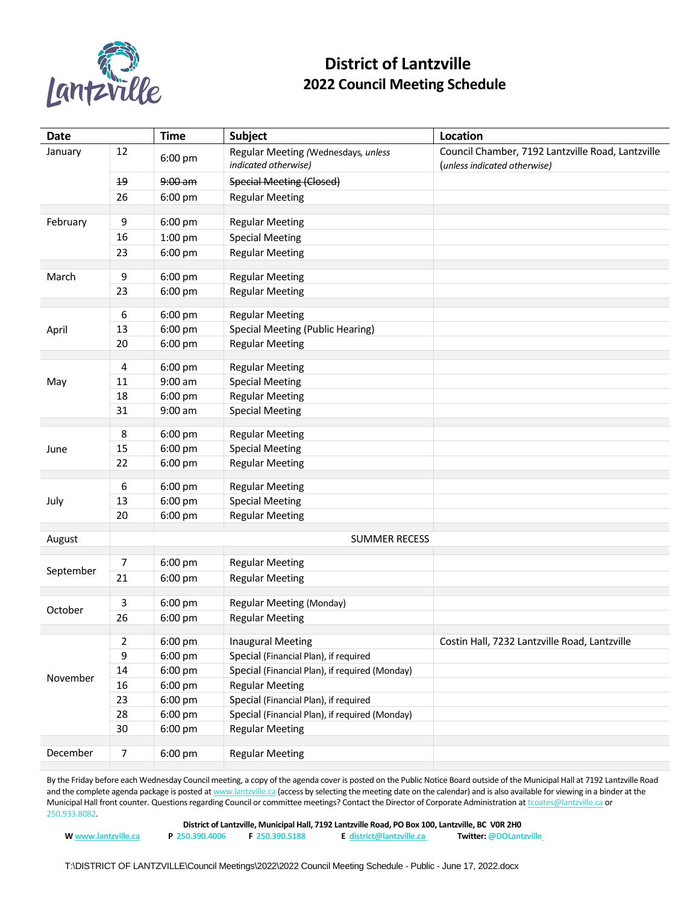# District of Lantzville
## 2022 Council Meeting Schedule

| Date | | Time | Subject | Location |
|---|---|---|---|---|
| January | 12 | 6:00 pm | Regular Meeting *(Wednesdays, unless indicated otherwise)* | Council Chamber, 7192 Lantzville Road, Lantzville (*unless indicated otherwise)* |
| | ~~19~~ | ~~9:00 am~~ | ~~Special Meeting (Closed)~~ | |
| | 26 | 6:00 pm | Regular Meeting | |
| February | 9 | 6:00 pm | Regular Meeting | |
| | 16 | 1:00 pm | Special Meeting | |
| | 23 | 6:00 pm | Regular Meeting | |
| March | 9 | 6:00 pm | Regular Meeting | |
| | 23 | 6:00 pm | Regular Meeting | |
| April | 6 | 6:00 pm | Regular Meeting | |
| | 13 | 6:00 pm | Special Meeting (Public Hearing) | |
| | 20 | 6:00 pm | Regular Meeting | |
| May | 4 | 6:00 pm | Regular Meeting | |
| | 11 | 9:00 am | Special Meeting | |
| | 18 | 6:00 pm | Regular Meeting | |
| | 31 | 9:00 am | Special Meeting | |
| June | 8 | 6:00 pm | Regular Meeting | |
| | 15 | 6:00 pm | Special Meeting | |
| | 22 | 6:00 pm | Regular Meeting | |
| July | 6 | 6:00 pm | Regular Meeting | |
| | 13 | 6:00 pm | Special Meeting | |
| | 20 | 6:00 pm | Regular Meeting | |
| August | SUMMER RECESS | | | |
| September | 7 | 6:00 pm | Regular Meeting | |
| | 21 | 6:00 pm | Regular Meeting | |
| October | 3 | 6:00 pm | Regular Meeting (Monday) | |
| | 26 | 6:00 pm | Regular Meeting | |
| November | 2 | 6:00 pm | Inaugural Meeting | Costin Hall, 7232 Lantzville Road, Lantzville |
| | 9 | 6:00 pm | Special (Financial Plan), if required | |
| | 14 | 6:00 pm | Special (Financial Plan), if required (Monday) | |
| | 16 | 6:00 pm | Regular Meeting | |
| | 23 | 6:00 pm | Special (Financial Plan), if required | |
| | 28 | 6:00 pm | Special (Financial Plan), if required (Monday) | |
| | 30 | 6:00 pm | Regular Meeting | |
| December | 7 | 6:00 pm | Regular Meeting | |

By the Friday before each Wednesday Council meeting, a copy of the agenda cover is posted on the Public Notice Board outside of the Municipal Hall at 7192 Lantzville Road and the complete agenda package is posted at www.lantzville.ca (access by selecting the meeting date on the calendar) and is also available for viewing in a binder at the Municipal Hall front counter. Questions regarding Council or committee meetings? Contact the Director of Corporate Administration at tcoates@lantzville.ca or 250.933.8082.

**District of Lantzville, Municipal Hall, 7192 Lantzville Road, PO Box 100, Lantzville, BC V0R 2H0**

**W** www.lantzville.ca **P** 250.390.4006 **F** 250.390.5188 **E** district@lantzville.ca **Twitter:** @DOLantzville

T:\DISTRICT OF LANTZVILLE\Council Meetings\2022\2022 Council Meeting Schedule - Public - June 17, 2022.docx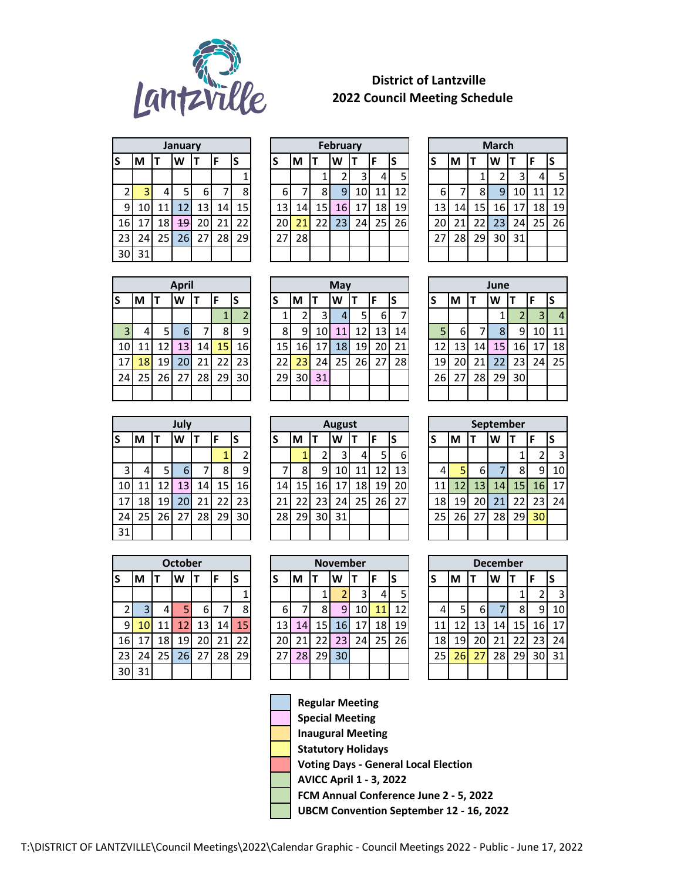**District of Lantzville**
**2022 Council Meeting Schedule**

| January | | | | | | |
|---|---|---|---|---|---|---|
| S | M | T | W | T | F | S |
| | | | | | | 1 |
| 2 | 3 | 4 | 5 | 6 | 7 | 8 |
| 9 | 10 | 11 | 12 | 13 | 14 | 15 |
| 16 | 17 | 18 | ~~19~~ | 20 | 21 | 22 |
| 23 | 24 | 25 | 26 | 27 | 28 | 29 |
| 30 | 31 | | | | | |

| February | | | | | | |
|---|---|---|---|---|---|---|
| S | M | T | W | T | F | S |
| | | 1 | 2 | 3 | 4 | 5 |
| 6 | 7 | 8 | 9 | 10 | 11 | 12 |
| 13 | 14 | 15 | 16 | 17 | 18 | 19 |
| 20 | 21 | 22 | 23 | 24 | 25 | 26 |
| 27 | 28 | | | | | |

| March | | | | | | |
|---|---|---|---|---|---|---|
| S | M | T | W | T | F | S |
| | | 1 | 2 | 3 | 4 | 5 |
| 6 | 7 | 8 | 9 | 10 | 11 | 12 |
| 13 | 14 | 15 | 16 | 17 | 18 | 19 |
| 20 | 21 | 22 | 23 | 24 | 25 | 26 |
| 27 | 28 | 29 | 30 | 31 | | |

| April | | | | | | |
|---|---|---|---|---|---|---|
| S | M | T | W | T | F | S |
| | | | | | 1 | 2 |
| 3 | 4 | 5 | 6 | 7 | 8 | 9 |
| 10 | 11 | 12 | 13 | 14 | 15 | 16 |
| 17 | 18 | 19 | 20 | 21 | 22 | 23 |
| 24 | 25 | 26 | 27 | 28 | 29 | 30 |

| May | | | | | | |
|---|---|---|---|---|---|---|
| S | M | T | W | T | F | S |
| 1 | 2 | 3 | 4 | 5 | 6 | 7 |
| 8 | 9 | 10 | 11 | 12 | 13 | 14 |
| 15 | 16 | 17 | 18 | 19 | 20 | 21 |
| 22 | 23 | 24 | 25 | 26 | 27 | 28 |
| 29 | 30 | 31 | | | | |

| June | | | | | | |
|---|---|---|---|---|---|---|
| S | M | T | W | T | F | S |
| | | | 1 | 2 | 3 | 4 |
| 5 | 6 | 7 | 8 | 9 | 10 | 11 |
| 12 | 13 | 14 | 15 | 16 | 17 | 18 |
| 19 | 20 | 21 | 22 | 23 | 24 | 25 |
| 26 | 27 | 28 | 29 | 30 | | |

| July | | | | | | |
|---|---|---|---|---|---|---|
| S | M | T | W | T | F | S |
| | | | | | 1 | 2 |
| 3 | 4 | 5 | 6 | 7 | 8 | 9 |
| 10 | 11 | 12 | 13 | 14 | 15 | 16 |
| 17 | 18 | 19 | 20 | 21 | 22 | 23 |
| 24 | 25 | 26 | 27 | 28 | 29 | 30 |
| 31 | | | | | | |

| August | | | | | | |
|---|---|---|---|---|---|---|
| S | M | T | W | T | F | S |
| | 1 | 2 | 3 | 4 | 5 | 6 |
| 7 | 8 | 9 | 10 | 11 | 12 | 13 |
| 14 | 15 | 16 | 17 | 18 | 19 | 20 |
| 21 | 22 | 23 | 24 | 25 | 26 | 27 |
| 28 | 29 | 30 | 31 | | | |

| September | | | | | | |
|---|---|---|---|---|---|---|
| S | M | T | W | T | F | S |
| | | | | 1 | 2 | 3 |
| 4 | 5 | 6 | 7 | 8 | 9 | 10 |
| 11 | 12 | 13 | 14 | 15 | 16 | 17 |
| 18 | 19 | 20 | 21 | 22 | 23 | 24 |
| 25 | 26 | 27 | 28 | 29 | 30 | |

| October | | | | | | |
|---|---|---|---|---|---|---|
| S | M | T | W | T | F | S |
| | | | | | | 1 |
| 2 | 3 | 4 | 5 | 6 | 7 | 8 |
| 9 | 10 | 11 | 12 | 13 | 14 | 15 |
| 16 | 17 | 18 | 19 | 20 | 21 | 22 |
| 23 | 24 | 25 | 26 | 27 | 28 | 29 |
| 30 | 31 | | | | | |

| November | | | | | | |
|---|---|---|---|---|---|---|
| S | M | T | W | T | F | S |
| | | 1 | 2 | 3 | 4 | 5 |
| 6 | 7 | 8 | 9 | 10 | 11 | 12 |
| 13 | 14 | 15 | 16 | 17 | 18 | 19 |
| 20 | 21 | 22 | 23 | 24 | 25 | 26 |
| 27 | 28 | 29 | 30 | | | |

| December | | | | | | |
|---|---|---|---|---|---|---|
| S | M | T | W | T | F | S |
| | | | | 1 | 2 | 3 |
| 4 | 5 | 6 | 7 | 8 | 9 | 10 |
| 11 | 12 | 13 | 14 | 15 | 16 | 17 |
| 18 | 19 | 20 | 21 | 22 | 23 | 24 |
| 25 | 26 | 27 | 28 | 29 | 30 | 31 |

**Regular Meeting**
**Special Meeting**
**Inaugural Meeting**
**Statutory Holidays**
**Voting Days - General Local Election**
**AVICC April 1 - 3, 2022**
**FCM Annual Conference June 2 - 5, 2022**
**UBCM Convention September 12 - 16, 2022**

T:\DISTRICT OF LANTZVILLE\Council Meetings\2022\Calendar Graphic - Council Meetings 2022 - Public - June 17, 2022